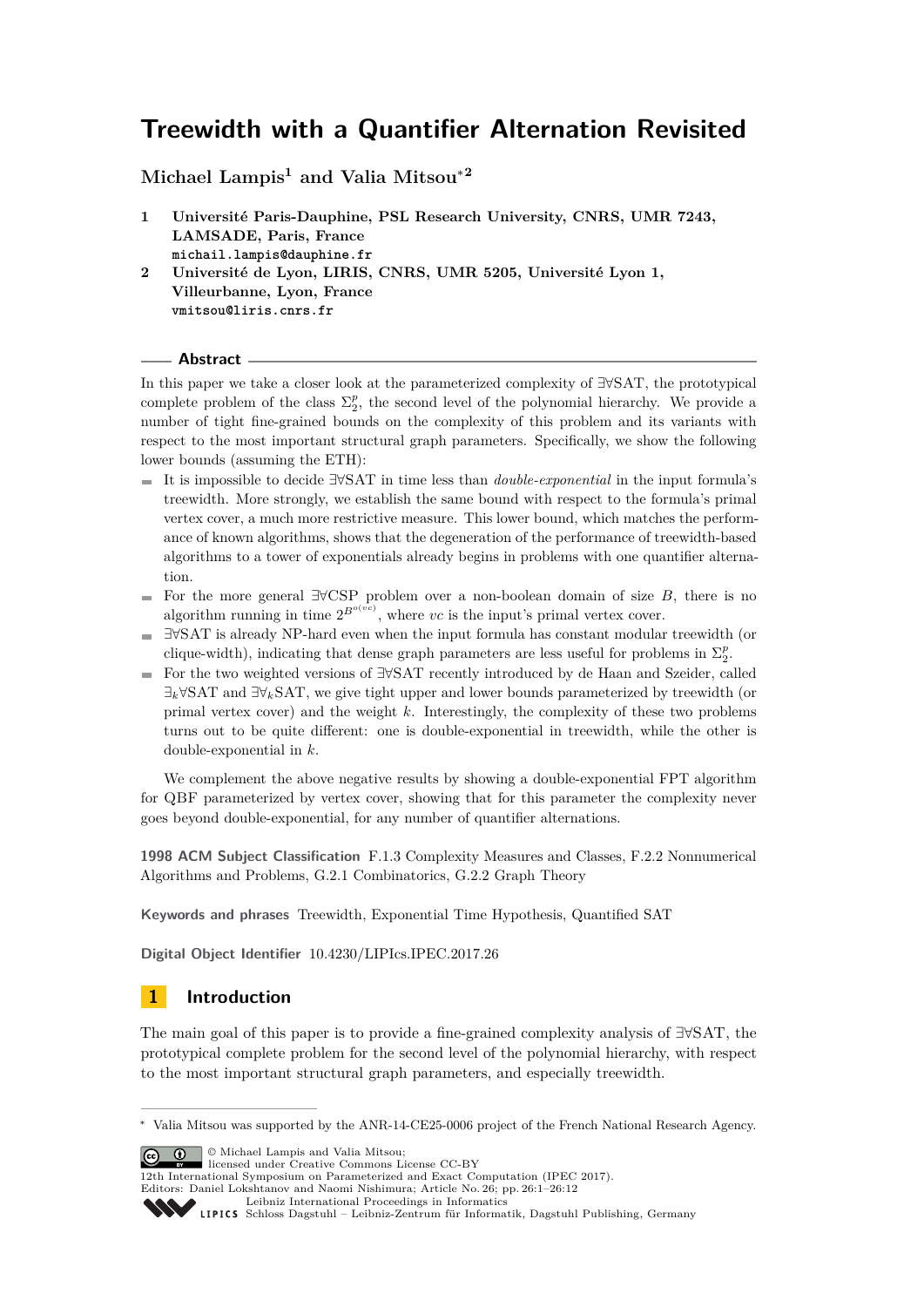# Treewidth with a Quantifier Alternation Revisited

**Michael Lampis[1] and Valia Mitsou*[2]**

1. **Université Paris-Dauphine, PSL Research University, CNRS, UMR 7243, LAMSADE, Paris, France**
   michail.lampis@dauphine.fr
2. **Université de Lyon, LIRIS, CNRS, UMR 5205, Université Lyon 1, Villeurbanne, Lyon, France**
   vmitsou@liris.cnrs.fr

## Abstract

In this paper we take a closer look at the parameterized complexity of $\exists\forall$SAT, the prototypical complete problem of the class $\Sigma_2^p$, the second level of the polynomial hierarchy. We provide a number of tight fine-grained bounds on the complexity of this problem and its variants with respect to the most important structural graph parameters. Specifically, we show the following lower bounds (assuming the ETH):

- It is impossible to decide $\exists\forall$SAT in time less than *double-exponential* in the input formula's treewidth. More strongly, we establish the same bound with respect to the formula's primal vertex cover, a much more restrictive measure. This lower bound, which matches the performance of known algorithms, shows that the degeneration of the performance of treewidth-based algorithms to a tower of exponentials already begins in problems with one quantifier alternation.
- For the more general $\exists\forall$CSP problem over a non-boolean domain of size $B$, there is no algorithm running in time $2^{B^{o(vc)}}$, where $vc$ is the input's primal vertex cover.
- $\exists\forall$SAT is already NP-hard even when the input formula has constant modular treewidth (or clique-width), indicating that dense graph parameters are less useful for problems in $\Sigma_2^p$.
- For the two weighted versions of $\exists\forall$SAT recently introduced by de Haan and Szeider, called $\exists_k\forall$SAT and $\exists\forall_k$SAT, we give tight upper and lower bounds parameterized by treewidth (or primal vertex cover) and the weight $k$. Interestingly, the complexity of these two problems turns out to be quite different: one is double-exponential in treewidth, while the other is double-exponential in $k$.

We complement the above negative results by showing a double-exponential FPT algorithm for QBF parameterized by vertex cover, showing that for this parameter the complexity never goes beyond double-exponential, for any number of quantifier alternations.

**1998 ACM Subject Classification** F.1.3 Complexity Measures and Classes, F.2.2 Nonnumerical Algorithms and Problems, G.2.1 Combinatorics, G.2.2 Graph Theory

**Keywords and phrases** Treewidth, Exponential Time Hypothesis, Quantified SAT

**Digital Object Identifier** 10.4230/LIPIcs.IPEC.2017.26

## 1 Introduction

The main goal of this paper is to provide a fine-grained complexity analysis of $\exists\forall$SAT, the prototypical complete problem for the second level of the polynomial hierarchy, with respect to the most important structural graph parameters, and especially treewidth.

* Valia Mitsou was supported by the ANR-14-CE25-0006 project of the French National Research Agency.

© Michael Lampis and Valia Mitsou; licensed under Creative Commons License CC-BY
12th International Symposium on Parameterized and Exact Computation (IPEC 2017).
Editors: Daniel Lokshtanov and Naomi Nishimura; Article No. 26; pp. 26:1–26:12
Leibniz International Proceedings in Informatics
Schloss Dagstuhl – Leibniz-Zentrum für Informatik, Dagstuhl Publishing, Germany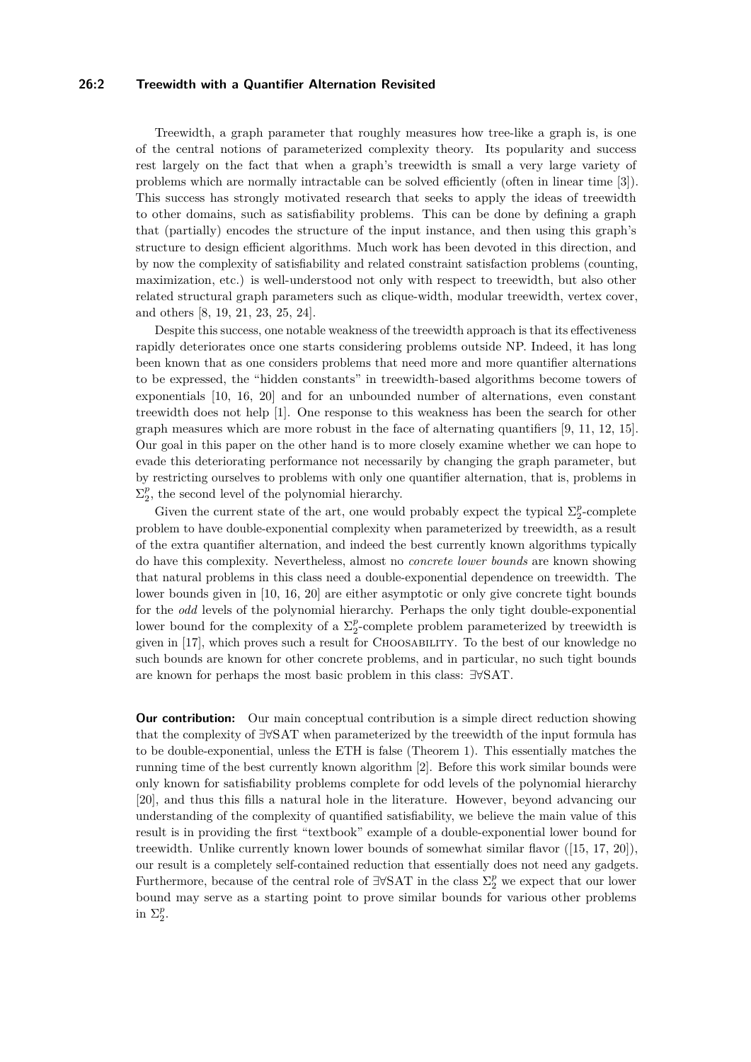Treewidth, a graph parameter that roughly measures how tree-like a graph is, is one of the central notions of parameterized complexity theory. Its popularity and success rest largely on the fact that when a graph's treewidth is small a very large variety of problems which are normally intractable can be solved efficiently (often in linear time [3]). This success has strongly motivated research that seeks to apply the ideas of treewidth to other domains, such as satisfiability problems. This can be done by defining a graph that (partially) encodes the structure of the input instance, and then using this graph's structure to design efficient algorithms. Much work has been devoted in this direction, and by now the complexity of satisfiability and related constraint satisfaction problems (counting, maximization, etc.) is well-understood not only with respect to treewidth, but also other related structural graph parameters such as clique-width, modular treewidth, vertex cover, and others [8, 19, 21, 23, 25, 24].

Despite this success, one notable weakness of the treewidth approach is that its effectiveness rapidly deteriorates once one starts considering problems outside NP. Indeed, it has long been known that as one considers problems that need more and more quantifier alternations to be expressed, the "hidden constants" in treewidth-based algorithms become towers of exponentials [10, 16, 20] and for an unbounded number of alternations, even constant treewidth does not help [1]. One response to this weakness has been the search for other graph measures which are more robust in the face of alternating quantifiers [9, 11, 12, 15]. Our goal in this paper on the other hand is to more closely examine whether we can hope to evade this deteriorating performance not necessarily by changing the graph parameter, but by restricting ourselves to problems with only one quantifier alternation, that is, problems in $\Sigma_2^p$, the second level of the polynomial hierarchy.

Given the current state of the art, one would probably expect the typical $\Sigma_2^p$-complete problem to have double-exponential complexity when parameterized by treewidth, as a result of the extra quantifier alternation, and indeed the best currently known algorithms typically do have this complexity. Nevertheless, almost no *concrete lower bounds* are known showing that natural problems in this class need a double-exponential dependence on treewidth. The lower bounds given in [10, 16, 20] are either asymptotic or only give concrete tight bounds for the *odd* levels of the polynomial hierarchy. Perhaps the only tight double-exponential lower bound for the complexity of a $\Sigma_2^p$-complete problem parameterized by treewidth is given in [17], which proves such a result for Choosability. To the best of our knowledge no such bounds are known for other concrete problems, and in particular, no such tight bounds are known for perhaps the most basic problem in this class: ∃∀SAT.

**Our contribution:** Our main conceptual contribution is a simple direct reduction showing that the complexity of ∃∀SAT when parameterized by the treewidth of the input formula has to be double-exponential, unless the ETH is false (Theorem 1). This essentially matches the running time of the best currently known algorithm [2]. Before this work similar bounds were only known for satisfiability problems complete for odd levels of the polynomial hierarchy [20], and thus this fills a natural hole in the literature. However, beyond advancing our understanding of the complexity of quantified satisfiability, we believe the main value of this result is in providing the first "textbook" example of a double-exponential lower bound for treewidth. Unlike currently known lower bounds of somewhat similar flavor ([15, 17, 20]), our result is a completely self-contained reduction that essentially does not need any gadgets. Furthermore, because of the central role of ∃∀SAT in the class $\Sigma_2^p$ we expect that our lower bound may serve as a starting point to prove similar bounds for various other problems in $\Sigma_2^p$.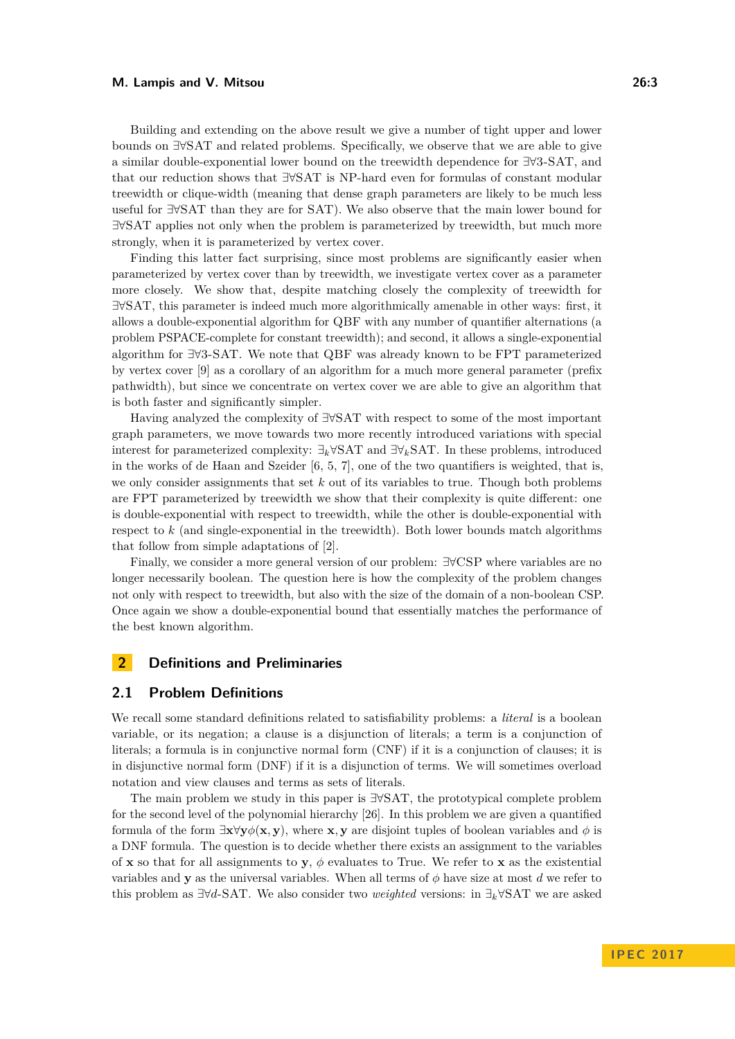Building and extending on the above result we give a number of tight upper and lower bounds on ∃∀SAT and related problems. Specifically, we observe that we are able to give a similar double-exponential lower bound on the treewidth dependence for ∃∀3-SAT, and that our reduction shows that ∃∀SAT is NP-hard even for formulas of constant modular treewidth or clique-width (meaning that dense graph parameters are likely to be much less useful for ∃∀SAT than they are for SAT). We also observe that the main lower bound for ∃∀SAT applies not only when the problem is parameterized by treewidth, but much more strongly, when it is parameterized by vertex cover.

Finding this latter fact surprising, since most problems are significantly easier when parameterized by vertex cover than by treewidth, we investigate vertex cover as a parameter more closely. We show that, despite matching closely the complexity of treewidth for ∃∀SAT, this parameter is indeed much more algorithmically amenable in other ways: first, it allows a double-exponential algorithm for QBF with any number of quantifier alternations (a problem PSPACE-complete for constant treewidth); and second, it allows a single-exponential algorithm for ∃∀3-SAT. We note that QBF was already known to be FPT parameterized by vertex cover [9] as a corollary of an algorithm for a much more general parameter (prefix pathwidth), but since we concentrate on vertex cover we are able to give an algorithm that is both faster and significantly simpler.

Having analyzed the complexity of ∃∀SAT with respect to some of the most important graph parameters, we move towards two more recently introduced variations with special interest for parameterized complexity: $\exists_k\forall$SAT and $\exists\forall_k$SAT. In these problems, introduced in the works of de Haan and Szeider [6, 5, 7], one of the two quantifiers is weighted, that is, we only consider assignments that set $k$ out of its variables to true. Though both problems are FPT parameterized by treewidth we show that their complexity is quite different: one is double-exponential with respect to treewidth, while the other is double-exponential with respect to $k$ (and single-exponential in the treewidth). Both lower bounds match algorithms that follow from simple adaptations of [2].

Finally, we consider a more general version of our problem: ∃∀CSP where variables are no longer necessarily boolean. The question here is how the complexity of the problem changes not only with respect to treewidth, but also with the size of the domain of a non-boolean CSP. Once again we show a double-exponential bound that essentially matches the performance of the best known algorithm.

## 2 Definitions and Preliminaries

### 2.1 Problem Definitions

We recall some standard definitions related to satisfiability problems: a *literal* is a boolean variable, or its negation; a clause is a disjunction of literals; a term is a conjunction of literals; a formula is in conjunctive normal form (CNF) if it is a conjunction of clauses; it is in disjunctive normal form (DNF) if it is a disjunction of terms. We will sometimes overload notation and view clauses and terms as sets of literals.

The main problem we study in this paper is ∃∀SAT, the prototypical complete problem for the second level of the polynomial hierarchy [26]. In this problem we are given a quantified formula of the form $\exists \mathbf{x} \forall \mathbf{y} \phi(\mathbf{x}, \mathbf{y})$, where $\mathbf{x}, \mathbf{y}$ are disjoint tuples of boolean variables and $\phi$ is a DNF formula. The question is to decide whether there exists an assignment to the variables of $\mathbf{x}$ so that for all assignments to $\mathbf{y}$, $\phi$ evaluates to True. We refer to $\mathbf{x}$ as the existential variables and $\mathbf{y}$ as the universal variables. When all terms of $\phi$ have size at most $d$ we refer to this problem as $\exists\forall d$-SAT. We also consider two *weighted* versions: in $\exists_k\forall$SAT we are asked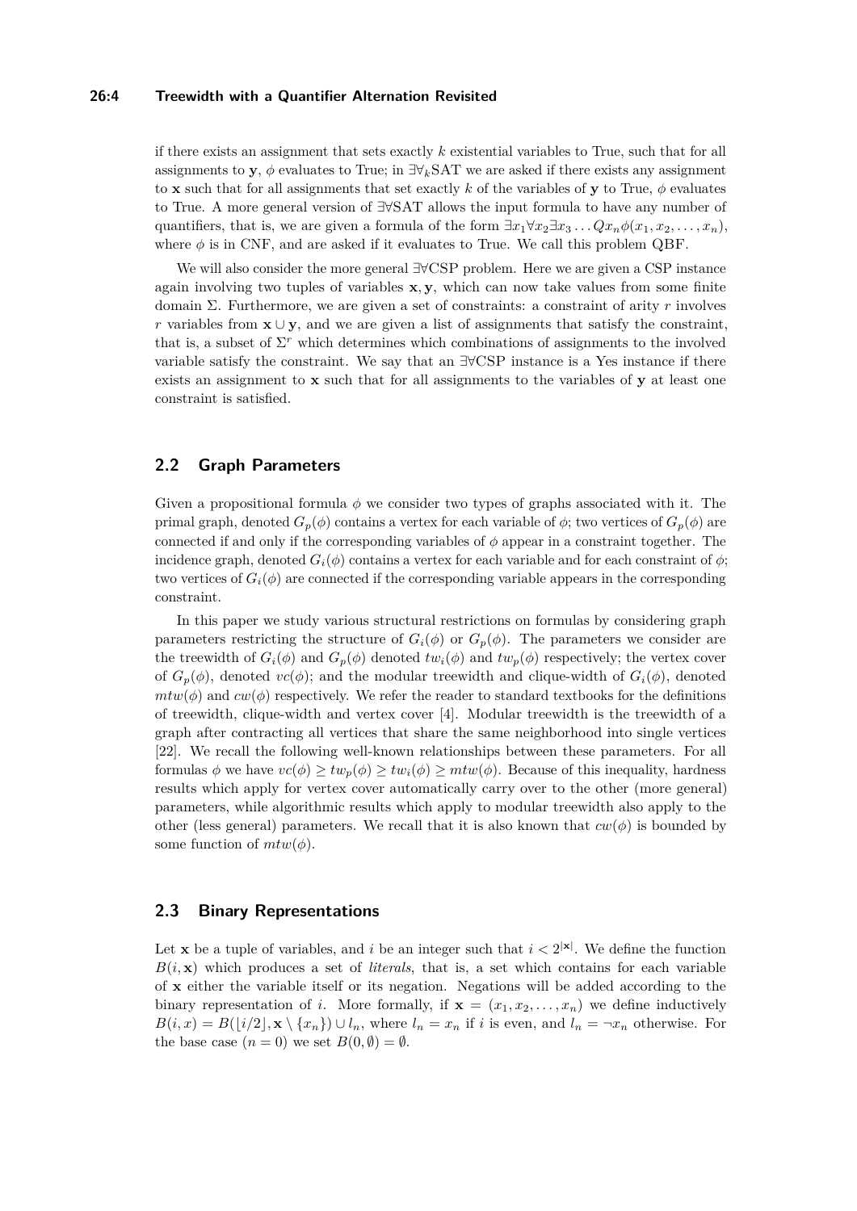if there exists an assignment that sets exactly $k$ existential variables to True, such that for all assignments to $\mathbf{y}$, $\phi$ evaluates to True; in $\exists\forall_k$SAT we are asked if there exists any assignment to $\mathbf{x}$ such that for all assignments that set exactly $k$ of the variables of $\mathbf{y}$ to True, $\phi$ evaluates to True. A more general version of $\exists\forall$SAT allows the input formula to have any number of quantifiers, that is, we are given a formula of the form $\exists x_1 \forall x_2 \exists x_3 \ldots Q x_n \phi(x_1, x_2, \ldots, x_n)$, where $\phi$ is in CNF, and are asked if it evaluates to True. We call this problem QBF.

We will also consider the more general $\exists\forall$CSP problem. Here we are given a CSP instance again involving two tuples of variables $\mathbf{x}, \mathbf{y}$, which can now take values from some finite domain $\Sigma$. Furthermore, we are given a set of constraints: a constraint of arity $r$ involves $r$ variables from $\mathbf{x} \cup \mathbf{y}$, and we are given a list of assignments that satisfy the constraint, that is, a subset of $\Sigma^r$ which determines which combinations of assignments to the involved variable satisfy the constraint. We say that an $\exists\forall$CSP instance is a Yes instance if there exists an assignment to $\mathbf{x}$ such that for all assignments to the variables of $\mathbf{y}$ at least one constraint is satisfied.

## 2.2 Graph Parameters

Given a propositional formula $\phi$ we consider two types of graphs associated with it. The primal graph, denoted $G_p(\phi)$ contains a vertex for each variable of $\phi$; two vertices of $G_p(\phi)$ are connected if and only if the corresponding variables of $\phi$ appear in a constraint together. The incidence graph, denoted $G_i(\phi)$ contains a vertex for each variable and for each constraint of $\phi$; two vertices of $G_i(\phi)$ are connected if the corresponding variable appears in the corresponding constraint.

In this paper we study various structural restrictions on formulas by considering graph parameters restricting the structure of $G_i(\phi)$ or $G_p(\phi)$. The parameters we consider are the treewidth of $G_i(\phi)$ and $G_p(\phi)$ denoted $tw_i(\phi)$ and $tw_p(\phi)$ respectively; the vertex cover of $G_p(\phi)$, denoted $vc(\phi)$; and the modular treewidth and clique-width of $G_i(\phi)$, denoted $mtw(\phi)$ and $cw(\phi)$ respectively. We refer the reader to standard textbooks for the definitions of treewidth, clique-width and vertex cover [4]. Modular treewidth is the treewidth of a graph after contracting all vertices that share the same neighborhood into single vertices [22]. We recall the following well-known relationships between these parameters. For all formulas $\phi$ we have $vc(\phi) \geq tw_p(\phi) \geq tw_i(\phi) \geq mtw(\phi)$. Because of this inequality, hardness results which apply for vertex cover automatically carry over to the other (more general) parameters, while algorithmic results which apply to modular treewidth also apply to the other (less general) parameters. We recall that it is also known that $cw(\phi)$ is bounded by some function of $mtw(\phi)$.

## 2.3 Binary Representations

Let $\mathbf{x}$ be a tuple of variables, and $i$ be an integer such that $i < 2^{|\mathbf{x}|}$. We define the function $B(i, \mathbf{x})$ which produces a set of *literals*, that is, a set which contains for each variable of $\mathbf{x}$ either the variable itself or its negation. Negations will be added according to the binary representation of $i$. More formally, if $\mathbf{x} = (x_1, x_2, \ldots, x_n)$ we define inductively $B(i, x) = B(\lfloor i/2 \rfloor, \mathbf{x} \setminus \{x_n\}) \cup l_n$, where $l_n = x_n$ if $i$ is even, and $l_n = \neg x_n$ otherwise. For the base case ($n = 0$) we set $B(0, \emptyset) = \emptyset$.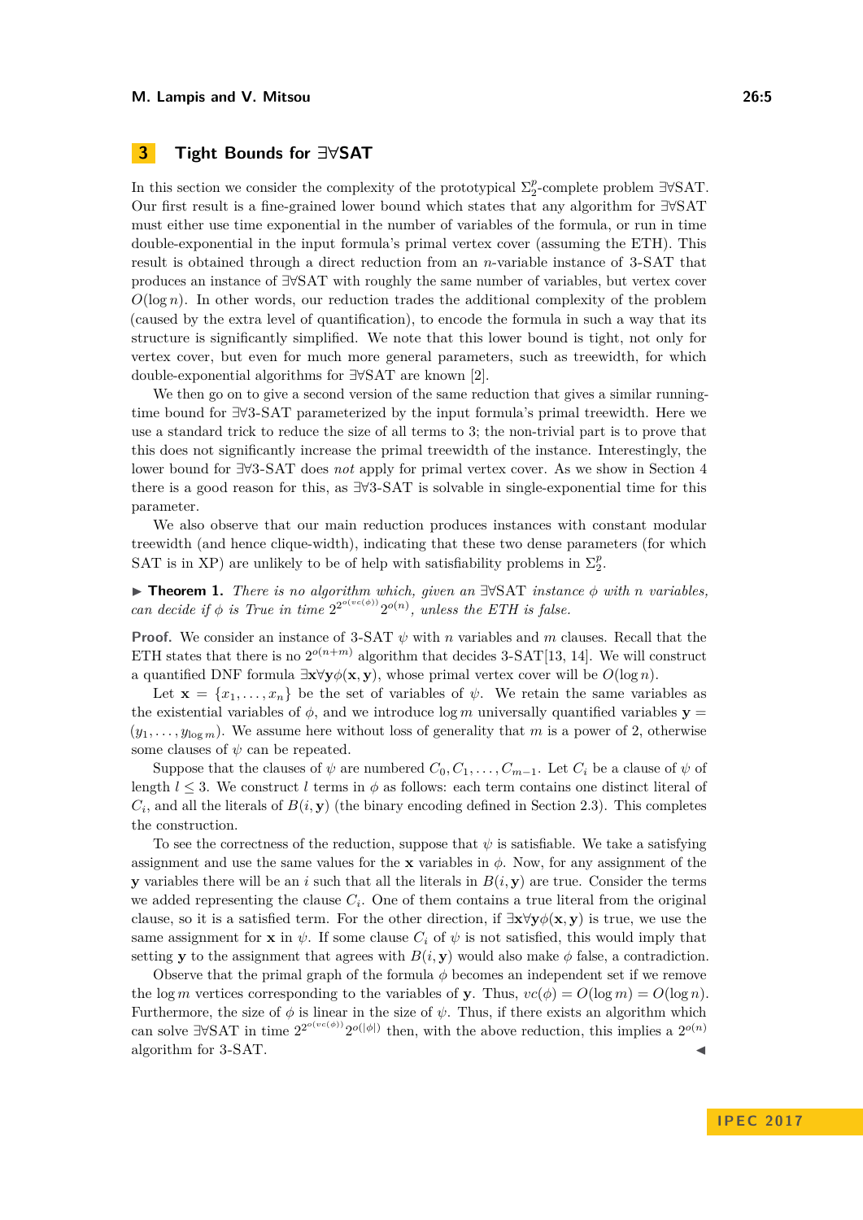## 3 Tight Bounds for ∃∀SAT

In this section we consider the complexity of the prototypical $\Sigma_2^p$-complete problem ∃∀SAT. Our first result is a fine-grained lower bound which states that any algorithm for ∃∀SAT must either use time exponential in the number of variables of the formula, or run in time double-exponential in the input formula's primal vertex cover (assuming the ETH). This result is obtained through a direct reduction from an $n$-variable instance of 3-SAT that produces an instance of ∃∀SAT with roughly the same number of variables, but vertex cover $O(\log n)$. In other words, our reduction trades the additional complexity of the problem (caused by the extra level of quantification), to encode the formula in such a way that its structure is significantly simplified. We note that this lower bound is tight, not only for vertex cover, but even for much more general parameters, such as treewidth, for which double-exponential algorithms for ∃∀SAT are known [2].

We then go on to give a second version of the same reduction that gives a similar running-time bound for ∃∀3-SAT parameterized by the input formula's primal treewidth. Here we use a standard trick to reduce the size of all terms to 3; the non-trivial part is to prove that this does not significantly increase the primal treewidth of the instance. Interestingly, the lower bound for ∃∀3-SAT does *not* apply for primal vertex cover. As we show in Section 4 there is a good reason for this, as ∃∀3-SAT is solvable in single-exponential time for this parameter.

We also observe that our main reduction produces instances with constant modular treewidth (and hence clique-width), indicating that these two dense parameters (for which SAT is in XP) are unlikely to be of help with satisfiability problems in $\Sigma_2^p$.

▶ **Theorem 1.** *There is no algorithm which, given an ∃∀SAT instance $\phi$ with $n$ variables, can decide if $\phi$ is True in time $2^{2^{o(vc(\phi))}}2^{o(n)}$, unless the ETH is false.*

**Proof.** We consider an instance of 3-SAT $\psi$ with $n$ variables and $m$ clauses. Recall that the ETH states that there is no $2^{o(n+m)}$ algorithm that decides 3-SAT[13, 14]. We will construct a quantified DNF formula $\exists \mathbf{x} \forall \mathbf{y} \phi(\mathbf{x}, \mathbf{y})$, whose primal vertex cover will be $O(\log n)$.

Let $\mathbf{x} = \{x_1, \ldots, x_n\}$ be the set of variables of $\psi$. We retain the same variables as the existential variables of $\phi$, and we introduce $\log m$ universally quantified variables $\mathbf{y} = (y_1, \ldots, y_{\log m})$. We assume here without loss of generality that $m$ is a power of 2, otherwise some clauses of $\psi$ can be repeated.

Suppose that the clauses of $\psi$ are numbered $C_0, C_1, \ldots, C_{m-1}$. Let $C_i$ be a clause of $\psi$ of length $l \leq 3$. We construct $l$ terms in $\phi$ as follows: each term contains one distinct literal of $C_i$, and all the literals of $B(i, \mathbf{y})$ (the binary encoding defined in Section 2.3). This completes the construction.

To see the correctness of the reduction, suppose that $\psi$ is satisfiable. We take a satisfying assignment and use the same values for the $\mathbf{x}$ variables in $\phi$. Now, for any assignment of the $\mathbf{y}$ variables there will be an $i$ such that all the literals in $B(i, \mathbf{y})$ are true. Consider the terms we added representing the clause $C_i$. One of them contains a true literal from the original clause, so it is a satisfied term. For the other direction, if $\exists \mathbf{x} \forall \mathbf{y} \phi(\mathbf{x}, \mathbf{y})$ is true, we use the same assignment for $\mathbf{x}$ in $\psi$. If some clause $C_i$ of $\psi$ is not satisfied, this would imply that setting $\mathbf{y}$ to the assignment that agrees with $B(i, \mathbf{y})$ would also make $\phi$ false, a contradiction.

Observe that the primal graph of the formula $\phi$ becomes an independent set if we remove the $\log m$ vertices corresponding to the variables of $\mathbf{y}$. Thus, $vc(\phi) = O(\log m) = O(\log n)$. Furthermore, the size of $\phi$ is linear in the size of $\psi$. Thus, if there exists an algorithm which can solve ∃∀SAT in time $2^{2^{o(vc(\phi))}}2^{o(|\phi|)}$ then, with the above reduction, this implies a $2^{o(n)}$ algorithm for 3-SAT. ◀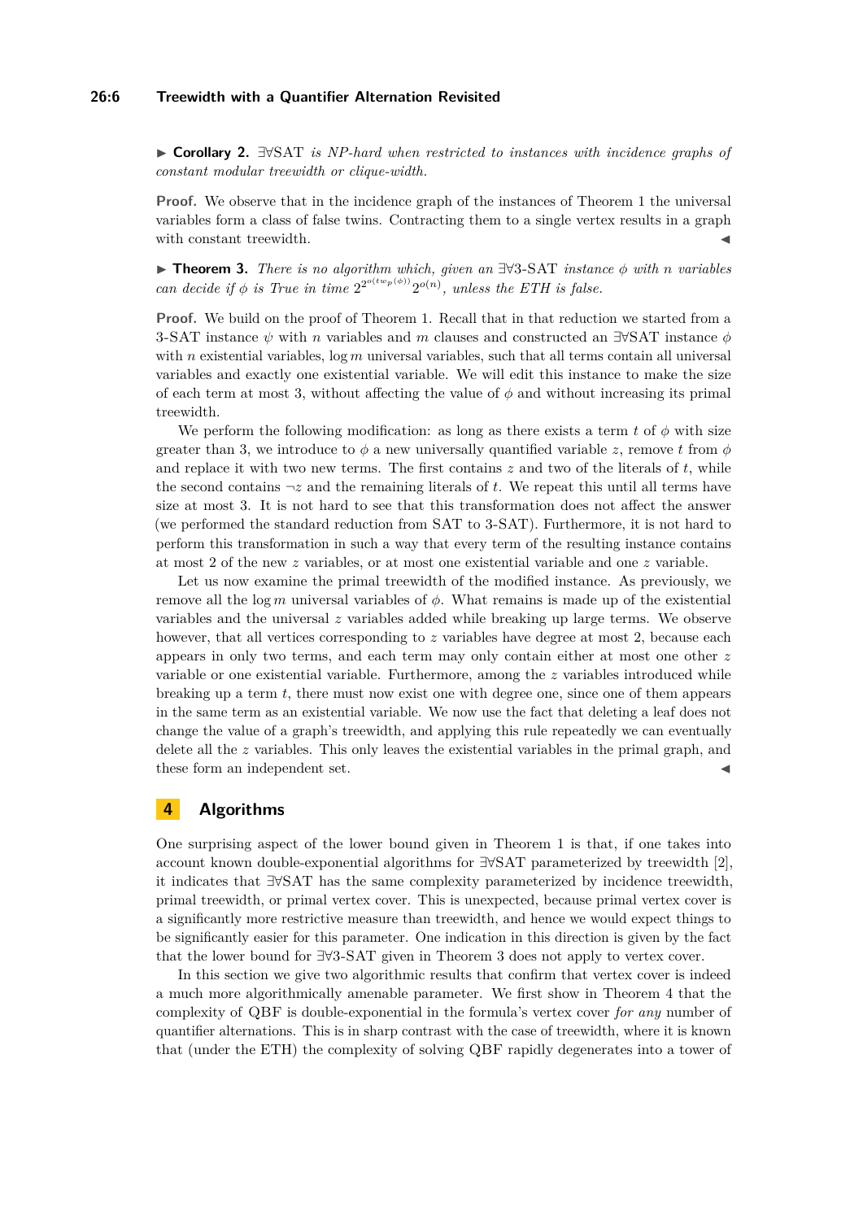▶ **Corollary 2.** *∃∀SAT is NP-hard when restricted to instances with incidence graphs of constant modular treewidth or clique-width.*

**Proof.** We observe that in the incidence graph of the instances of Theorem 1 the universal variables form a class of false twins. Contracting them to a single vertex results in a graph with constant treewidth. ◀

▶ **Theorem 3.** *There is no algorithm which, given an ∃∀3-SAT instance $\phi$ with $n$ variables can decide if $\phi$ is True in time $2^{2^{o(tw_p(\phi))}}2^{o(n)}$, unless the ETH is false.*

**Proof.** We build on the proof of Theorem 1. Recall that in that reduction we started from a 3-SAT instance $\psi$ with $n$ variables and $m$ clauses and constructed an ∃∀SAT instance $\phi$ with $n$ existential variables, $\log m$ universal variables, such that all terms contain all universal variables and exactly one existential variable. We will edit this instance to make the size of each term at most 3, without affecting the value of $\phi$ and without increasing its primal treewidth.

We perform the following modification: as long as there exists a term $t$ of $\phi$ with size greater than 3, we introduce to $\phi$ a new universally quantified variable $z$, remove $t$ from $\phi$ and replace it with two new terms. The first contains $z$ and two of the literals of $t$, while the second contains $\neg z$ and the remaining literals of $t$. We repeat this until all terms have size at most 3. It is not hard to see that this transformation does not affect the answer (we performed the standard reduction from SAT to 3-SAT). Furthermore, it is not hard to perform this transformation in such a way that every term of the resulting instance contains at most 2 of the new $z$ variables, or at most one existential variable and one $z$ variable.

Let us now examine the primal treewidth of the modified instance. As previously, we remove all the $\log m$ universal variables of $\phi$. What remains is made up of the existential variables and the universal $z$ variables added while breaking up large terms. We observe however, that all vertices corresponding to $z$ variables have degree at most 2, because each appears in only two terms, and each term may only contain either at most one other $z$ variable or one existential variable. Furthermore, among the $z$ variables introduced while breaking up a term $t$, there must now exist one with degree one, since one of them appears in the same term as an existential variable. We now use the fact that deleting a leaf does not change the value of a graph's treewidth, and applying this rule repeatedly we can eventually delete all the $z$ variables. This only leaves the existential variables in the primal graph, and these form an independent set. ◀

## 4 Algorithms

One surprising aspect of the lower bound given in Theorem 1 is that, if one takes into account known double-exponential algorithms for ∃∀SAT parameterized by treewidth [2], it indicates that ∃∀SAT has the same complexity parameterized by incidence treewidth, primal treewidth, or primal vertex cover. This is unexpected, because primal vertex cover is a significantly more restrictive measure than treewidth, and hence we would expect things to be significantly easier for this parameter. One indication in this direction is given by the fact that the lower bound for ∃∀3-SAT given in Theorem 3 does not apply to vertex cover.

In this section we give two algorithmic results that confirm that vertex cover is indeed a much more algorithmically amenable parameter. We first show in Theorem 4 that the complexity of QBF is double-exponential in the formula's vertex cover *for any* number of quantifier alternations. This is in sharp contrast with the case of treewidth, where it is known that (under the ETH) the complexity of solving QBF rapidly degenerates into a tower of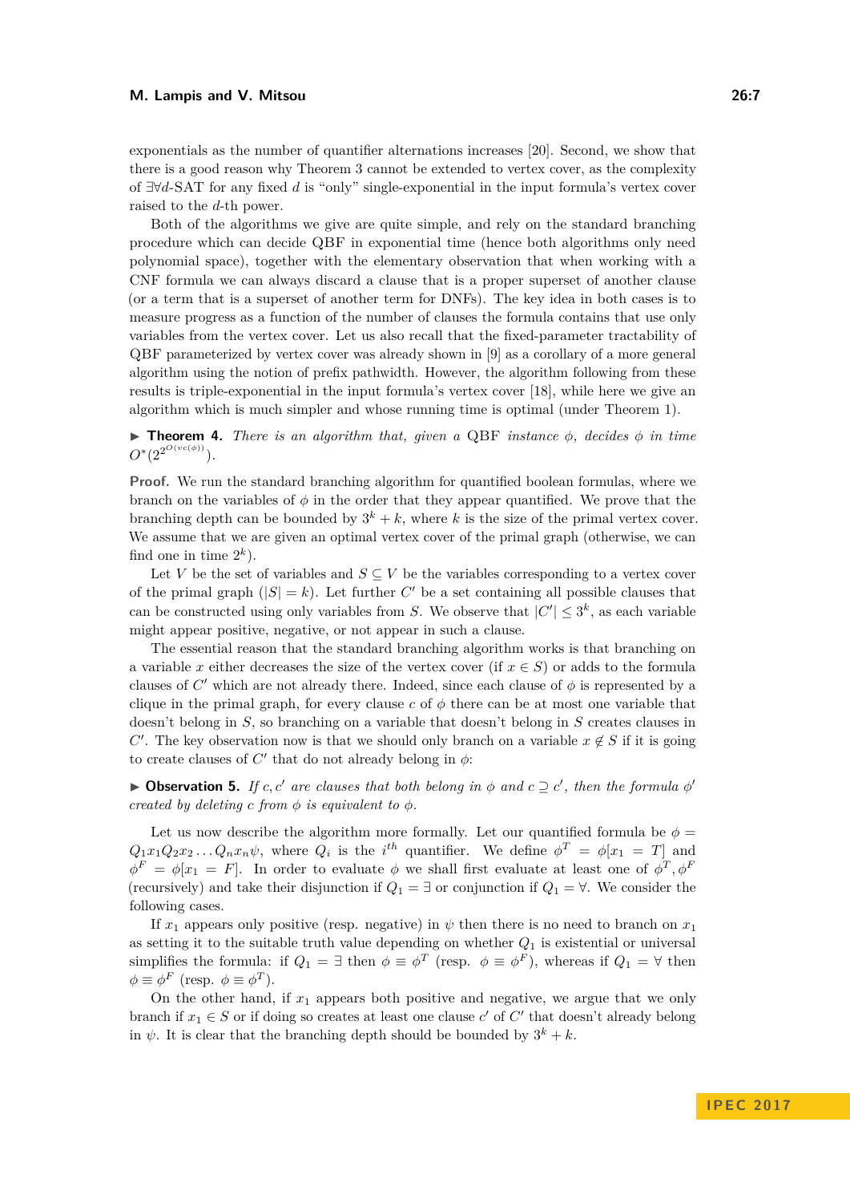exponentials as the number of quantifier alternations increases [20]. Second, we show that there is a good reason why Theorem 3 cannot be extended to vertex cover, as the complexity of $\exists\forall d$-SAT for any fixed $d$ is "only" single-exponential in the input formula's vertex cover raised to the $d$-th power.

Both of the algorithms we give are quite simple, and rely on the standard branching procedure which can decide QBF in exponential time (hence both algorithms only need polynomial space), together with the elementary observation that when working with a CNF formula we can always discard a clause that is a proper superset of another clause (or a term that is a superset of another term for DNFs). The key idea in both cases is to measure progress as a function of the number of clauses the formula contains that use only variables from the vertex cover. Let us also recall that the fixed-parameter tractability of QBF parameterized by vertex cover was already shown in [9] as a corollary of a more general algorithm using the notion of prefix pathwidth. However, the algorithm following from these results is triple-exponential in the input formula's vertex cover [18], while here we give an algorithm which is much simpler and whose running time is optimal (under Theorem 1).

▶ **Theorem 4.** *There is an algorithm that, given a* QBF *instance $\phi$, decides $\phi$ in time $O^*(2^{2^{O(vc(\phi))}})$.*

**Proof.** We run the standard branching algorithm for quantified boolean formulas, where we branch on the variables of $\phi$ in the order that they appear quantified. We prove that the branching depth can be bounded by $3^k + k$, where $k$ is the size of the primal vertex cover. We assume that we are given an optimal vertex cover of the primal graph (otherwise, we can find one in time $2^k$).

Let $V$ be the set of variables and $S \subseteq V$ be the variables corresponding to a vertex cover of the primal graph ($|S| = k$). Let further $C'$ be a set containing all possible clauses that can be constructed using only variables from $S$. We observe that $|C'| \leq 3^k$, as each variable might appear positive, negative, or not appear in such a clause.

The essential reason that the standard branching algorithm works is that branching on a variable $x$ either decreases the size of the vertex cover (if $x \in S$) or adds to the formula clauses of $C'$ which are not already there. Indeed, since each clause of $\phi$ is represented by a clique in the primal graph, for every clause $c$ of $\phi$ there can be at most one variable that doesn't belong in $S$, so branching on a variable that doesn't belong in $S$ creates clauses in $C'$. The key observation now is that we should only branch on a variable $x \notin S$ if it is going to create clauses of $C'$ that do not already belong in $\phi$:

▶ **Observation 5.** *If $c, c'$ are clauses that both belong in $\phi$ and $c \supseteq c'$, then the formula $\phi'$ created by deleting $c$ from $\phi$ is equivalent to $\phi$.*

Let us now describe the algorithm more formally. Let our quantified formula be $\phi = Q_1x_1Q_2x_2 \dots Q_nx_n\psi$, where $Q_i$ is the $i^{th}$ quantifier. We define $\phi^T = \phi[x_1 = T]$ and $\phi^F = \phi[x_1 = F]$. In order to evaluate $\phi$ we shall first evaluate at least one of $\phi^T, \phi^F$ (recursively) and take their disjunction if $Q_1 = \exists$ or conjunction if $Q_1 = \forall$. We consider the following cases.

If $x_1$ appears only positive (resp. negative) in $\psi$ then there is no need to branch on $x_1$ as setting it to the suitable truth value depending on whether $Q_1$ is existential or universal simplifies the formula: if $Q_1 = \exists$ then $\phi \equiv \phi^T$ (resp. $\phi \equiv \phi^F$), whereas if $Q_1 = \forall$ then $\phi \equiv \phi^F$ (resp. $\phi \equiv \phi^T$).

On the other hand, if $x_1$ appears both positive and negative, we argue that we only branch if $x_1 \in S$ or if doing so creates at least one clause $c'$ of $C'$ that doesn't already belong in $\psi$. It is clear that the branching depth should be bounded by $3^k + k$.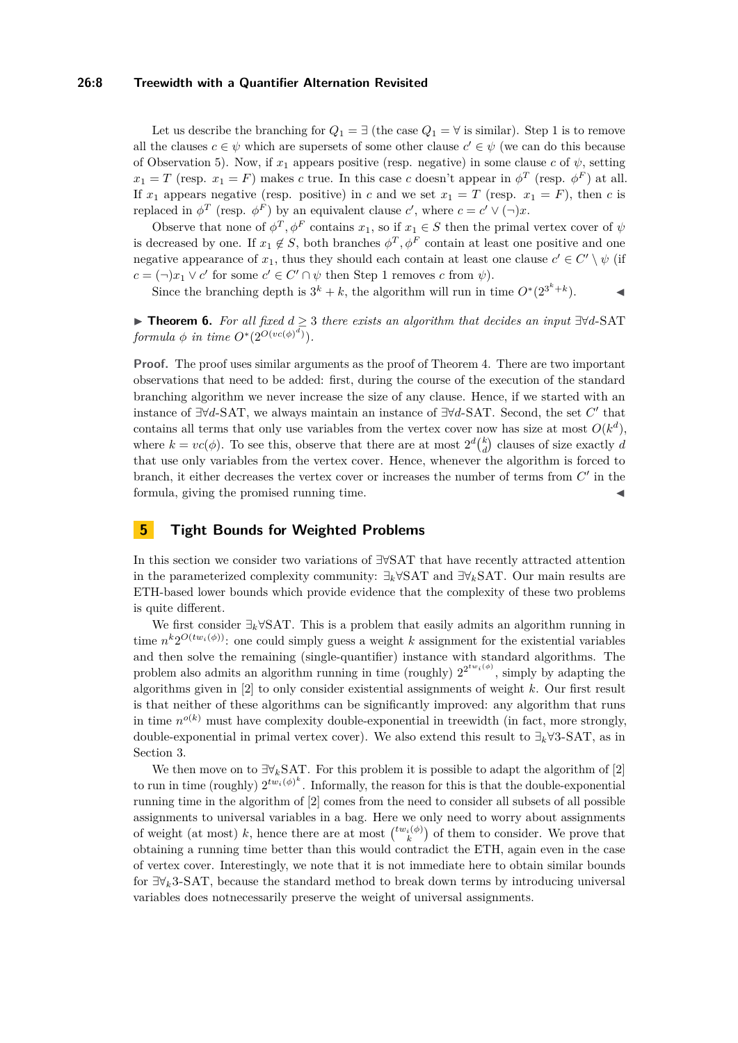Let us describe the branching for $Q_1 = \exists$ (the case $Q_1 = \forall$ is similar). Step 1 is to remove all the clauses $c \in \psi$ which are supersets of some other clause $c' \in \psi$ (we can do this because of Observation 5). Now, if $x_1$ appears positive (resp. negative) in some clause $c$ of $\psi$, setting $x_1 = T$ (resp. $x_1 = F$) makes $c$ true. In this case $c$ doesn't appear in $\phi^T$ (resp. $\phi^F$) at all. If $x_1$ appears negative (resp. positive) in $c$ and we set $x_1 = T$ (resp. $x_1 = F$), then $c$ is replaced in $\phi^T$ (resp. $\phi^F$) by an equivalent clause $c'$, where $c = c' \vee (\neg)x$.

Observe that none of $\phi^T, \phi^F$ contains $x_1$, so if $x_1 \in S$ then the primal vertex cover of $\psi$ is decreased by one. If $x_1 \notin S$, both branches $\phi^T, \phi^F$ contain at least one positive and one negative appearance of $x_1$, thus they should each contain at least one clause $c' \in C' \setminus \psi$ (if $c = (\neg)x_1 \vee c'$ for some $c' \in C' \cap \psi$ then Step 1 removes $c$ from $\psi$).

Since the branching depth is $3^k + k$, the algorithm will run in time $O^*(2^{3^k+k})$. ◀

▶ **Theorem 6.** *For all fixed $d \geq 3$ there exists an algorithm that decides an input $\exists\forall d$-SAT formula $\phi$ in time $O^*(2^{O(vc(\phi))^d})$.*

**Proof.** The proof uses similar arguments as the proof of Theorem 4. There are two important observations that need to be added: first, during the course of the execution of the standard branching algorithm we never increase the size of any clause. Hence, if we started with an instance of $\exists\forall d$-SAT, we always maintain an instance of $\exists\forall d$-SAT. Second, the set $C'$ that contains all terms that only use variables from the vertex cover now has size at most $O(k^d)$, where $k = vc(\phi)$. To see this, observe that there are at most $2^d\binom{k}{d}$ clauses of size exactly $d$ that use only variables from the vertex cover. Hence, whenever the algorithm is forced to branch, it either decreases the vertex cover or increases the number of terms from $C'$ in the formula, giving the promised running time. ◀

## 5 Tight Bounds for Weighted Problems

In this section we consider two variations of $\exists\forall$SAT that have recently attracted attention in the parameterized complexity community: $\exists_k\forall$SAT and $\exists\forall_k$SAT. Our main results are ETH-based lower bounds which provide evidence that the complexity of these two problems is quite different.

We first consider $\exists_k\forall$SAT. This is a problem that easily admits an algorithm running in time $n^k 2^{O(tw_i(\phi))}$: one could simply guess a weight $k$ assignment for the existential variables and then solve the remaining (single-quantifier) instance with standard algorithms. The problem also admits an algorithm running in time (roughly) $2^{2^{tw_i(\phi)}}$, simply by adapting the algorithms given in [2] to only consider existential assignments of weight $k$. Our first result is that neither of these algorithms can be significantly improved: any algorithm that runs in time $n^{o(k)}$ must have complexity double-exponential in treewidth (in fact, more strongly, double-exponential in primal vertex cover). We also extend this result to $\exists_k\forall 3$-SAT, as in Section 3.

We then move on to $\exists\forall_k$SAT. For this problem it is possible to adapt the algorithm of [2] to run in time (roughly) $2^{tw_i(\phi)^k}$. Informally, the reason for this is that the double-exponential running time in the algorithm of [2] comes from the need to consider all subsets of all possible assignments to universal variables in a bag. Here we only need to worry about assignments of weight (at most) $k$, hence there are at most $\binom{tw_i(\phi)}{k}$ of them to consider. We prove that obtaining a running time better than this would contradict the ETH, again even in the case of vertex cover. Interestingly, we note that it is not immediate here to obtain similar bounds for $\exists\forall_k 3$-SAT, because the standard method to break down terms by introducing universal variables does notnecessarily preserve the weight of universal assignments.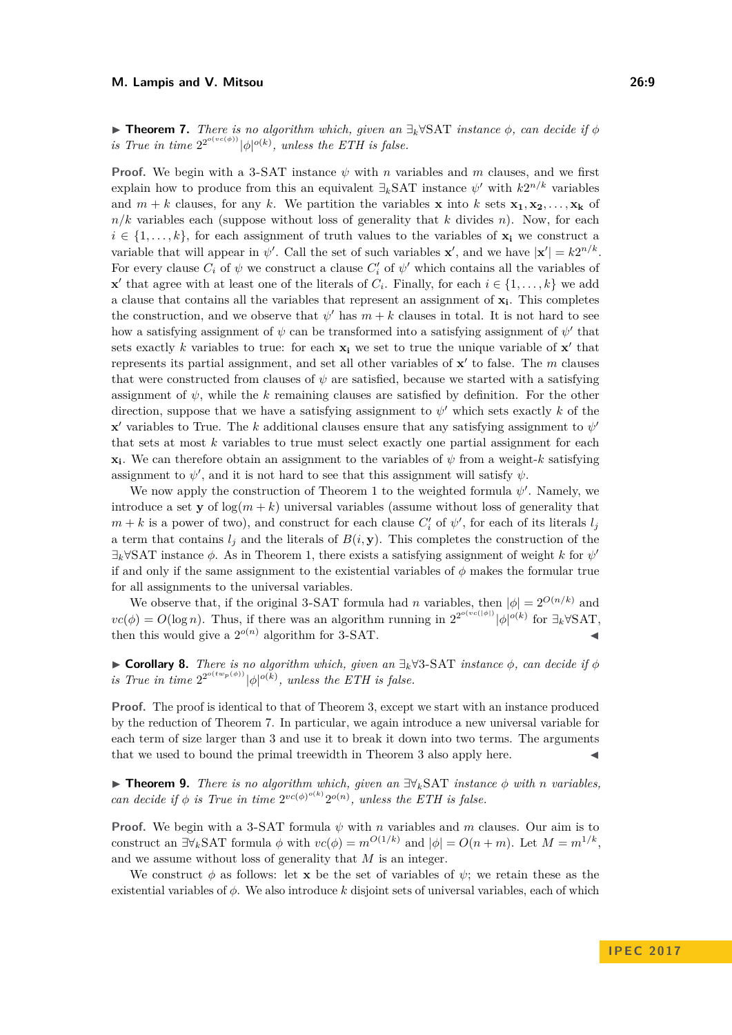▶ **Theorem 7.** *There is no algorithm which, given an* $\exists_k\forall$SAT *instance* $\phi$*, can decide if* $\phi$ *is True in time* $2^{2^{o(vc(\phi))}}|\phi|^{o(k)}$*, unless the ETH is false.*

**Proof.** We begin with a 3-SAT instance $\psi$ with $n$ variables and $m$ clauses, and we first explain how to produce from this an equivalent $\exists_k$SAT instance $\psi'$ with $k2^{n/k}$ variables and $m+k$ clauses, for any $k$. We partition the variables $\mathbf{x}$ into $k$ sets $\mathbf{x_1}, \mathbf{x_2}, \ldots, \mathbf{x_k}$ of $n/k$ variables each (suppose without loss of generality that $k$ divides $n$). Now, for each $i \in \{1,\ldots,k\}$, for each assignment of truth values to the variables of $\mathbf{x_i}$ we construct a variable that will appear in $\psi'$. Call the set of such variables $\mathbf{x}'$, and we have $|\mathbf{x}'| = k2^{n/k}$. For every clause $C_i$ of $\psi$ we construct a clause $C_i'$ of $\psi'$ which contains all the variables of $\mathbf{x}'$ that agree with at least one of the literals of $C_i$. Finally, for each $i \in \{1,\ldots,k\}$ we add a clause that contains all the variables that represent an assignment of $\mathbf{x_i}$. This completes the construction, and we observe that $\psi'$ has $m+k$ clauses in total. It is not hard to see how a satisfying assignment of $\psi$ can be transformed into a satisfying assignment of $\psi'$ that sets exactly $k$ variables to true: for each $\mathbf{x_i}$ we set to true the unique variable of $\mathbf{x}'$ that represents its partial assignment, and set all other variables of $\mathbf{x}'$ to false. The $m$ clauses that were constructed from clauses of $\psi$ are satisfied, because we started with a satisfying assignment of $\psi$, while the $k$ remaining clauses are satisfied by definition. For the other direction, suppose that we have a satisfying assignment to $\psi'$ which sets exactly $k$ of the $\mathbf{x}'$ variables to True. The $k$ additional clauses ensure that any satisfying assignment to $\psi'$ that sets at most $k$ variables to true must select exactly one partial assignment for each $\mathbf{x_i}$. We can therefore obtain an assignment to the variables of $\psi$ from a weight-$k$ satisfying assignment to $\psi'$, and it is not hard to see that this assignment will satisfy $\psi$.

We now apply the construction of Theorem 1 to the weighted formula $\psi'$. Namely, we introduce a set $\mathbf{y}$ of $\log(m+k)$ universal variables (assume without loss of generality that $m+k$ is a power of two), and construct for each clause $C_i'$ of $\psi'$, for each of its literals $l_j$ a term that contains $l_j$ and the literals of $B(i,\mathbf{y})$. This completes the construction of the $\exists_k\forall$SAT instance $\phi$. As in Theorem 1, there exists a satisfying assignment of weight $k$ for $\psi'$ if and only if the same assignment to the existential variables of $\phi$ makes the formular true for all assignments to the universal variables.

We observe that, if the original 3-SAT formula had $n$ variables, then $|\phi| = 2^{O(n/k)}$ and $vc(\phi) = O(\log n)$. Thus, if there was an algorithm running in $2^{2^{o(vc(|\phi|))}}|\phi|^{o(k)}$ for $\exists_k\forall$SAT, then this would give a $2^{o(n)}$ algorithm for 3-SAT. ◀

▶ **Corollary 8.** *There is no algorithm which, given an* $\exists_k\forall$3-SAT *instance* $\phi$*, can decide if* $\phi$ *is True in time* $2^{2^{o(tw_p(\phi))}}|\phi|^{o(k)}$*, unless the ETH is false.*

**Proof.** The proof is identical to that of Theorem 3, except we start with an instance produced by the reduction of Theorem 7. In particular, we again introduce a new universal variable for each term of size larger than 3 and use it to break it down into two terms. The arguments that we used to bound the primal treewidth in Theorem 3 also apply here. ◀

▶ **Theorem 9.** *There is no algorithm which, given an* $\exists\forall_k$SAT *instance* $\phi$ *with* $n$ *variables, can decide if* $\phi$ *is True in time* $2^{vc(\phi)^{o(k)}}2^{o(n)}$*, unless the ETH is false.*

**Proof.** We begin with a 3-SAT formula $\psi$ with $n$ variables and $m$ clauses. Our aim is to construct an $\exists\forall_k$SAT formula $\phi$ with $vc(\phi) = m^{O(1/k)}$ and $|\phi| = O(n+m)$. Let $M = m^{1/k}$, and we assume without loss of generality that $M$ is an integer.

We construct $\phi$ as follows: let $\mathbf{x}$ be the set of variables of $\psi$; we retain these as the existential variables of $\phi$. We also introduce $k$ disjoint sets of universal variables, each of which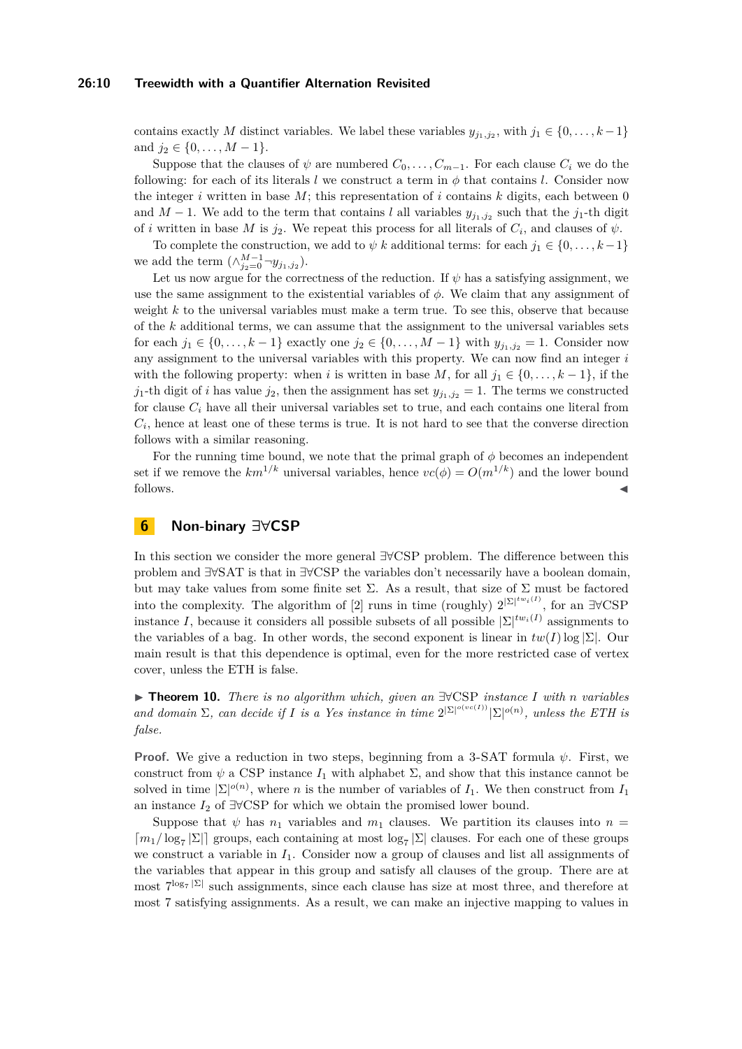contains exactly $M$ distinct variables. We label these variables $y_{j_1,j_2}$, with $j_1 \in \{0,\dots,k-1\}$ and $j_2 \in \{0,\dots,M-1\}$.

Suppose that the clauses of $\psi$ are numbered $C_0,\dots,C_{m-1}$. For each clause $C_i$ we do the following: for each of its literals $l$ we construct a term in $\phi$ that contains $l$. Consider now the integer $i$ written in base $M$; this representation of $i$ contains $k$ digits, each between 0 and $M-1$. We add to the term that contains $l$ all variables $y_{j_1,j_2}$ such that the $j_1$-th digit of $i$ written in base $M$ is $j_2$. We repeat this process for all literals of $C_i$, and clauses of $\psi$.

To complete the construction, we add to $\psi$ $k$ additional terms: for each $j_1 \in \{0,\dots,k-1\}$ we add the term $(\wedge_{j_2=0}^{M-1} \neg y_{j_1,j_2})$.

Let us now argue for the correctness of the reduction. If $\psi$ has a satisfying assignment, we use the same assignment to the existential variables of $\phi$. We claim that any assignment of weight $k$ to the universal variables must make a term true. To see this, observe that because of the $k$ additional terms, we can assume that the assignment to the universal variables sets for each $j_1 \in \{0,\dots,k-1\}$ exactly one $j_2 \in \{0,\dots,M-1\}$ with $y_{j_1,j_2} = 1$. Consider now any assignment to the universal variables with this property. We can now find an integer $i$ with the following property: when $i$ is written in base $M$, for all $j_1 \in \{0,\dots,k-1\}$, if the $j_1$-th digit of $i$ has value $j_2$, then the assignment has set $y_{j_1,j_2} = 1$. The terms we constructed for clause $C_i$ have all their universal variables set to true, and each contains one literal from $C_i$, hence at least one of these terms is true. It is not hard to see that the converse direction follows with a similar reasoning.

For the running time bound, we note that the primal graph of $\phi$ becomes an independent set if we remove the $km^{1/k}$ universal variables, hence $vc(\phi) = O(m^{1/k})$ and the lower bound follows. ◀

## 6 Non-binary ∃∀CSP

In this section we consider the more general ∃∀CSP problem. The difference between this problem and ∃∀SAT is that in ∃∀CSP the variables don't necessarily have a boolean domain, but may take values from some finite set $\Sigma$. As a result, that size of $\Sigma$ must be factored into the complexity. The algorithm of [2] runs in time (roughly) $2^{|\Sigma|^{tw_i(I)}}$, for an ∃∀CSP instance $I$, because it considers all possible subsets of all possible $|\Sigma|^{tw_i(I)}$ assignments to the variables of a bag. In other words, the second exponent is linear in $tw(I)\log|\Sigma|$. Our main result is that this dependence is optimal, even for the more restricted case of vertex cover, unless the ETH is false.

▶ **Theorem 10.** *There is no algorithm which, given an ∃∀CSP instance $I$ with $n$ variables and domain $\Sigma$, can decide if $I$ is a Yes instance in time $2^{|\Sigma|^{o(vc(I))}}|\Sigma|^{o(n)}$, unless the ETH is false.*

**Proof.** We give a reduction in two steps, beginning from a 3-SAT formula $\psi$. First, we construct from $\psi$ a CSP instance $I_1$ with alphabet $\Sigma$, and show that this instance cannot be solved in time $|\Sigma|^{o(n)}$, where $n$ is the number of variables of $I_1$. We then construct from $I_1$ an instance $I_2$ of ∃∀CSP for which we obtain the promised lower bound.

Suppose that $\psi$ has $n_1$ variables and $m_1$ clauses. We partition its clauses into $n = \lceil m_1/\log_7|\Sigma|\rceil$ groups, each containing at most $\log_7|\Sigma|$ clauses. For each one of these groups we construct a variable in $I_1$. Consider now a group of clauses and list all assignments of the variables that appear in this group and satisfy all clauses of the group. There are at most $7^{\log_7|\Sigma|}$ such assignments, since each clause has size at most three, and therefore at most 7 satisfying assignments. As a result, we can make an injective mapping to values in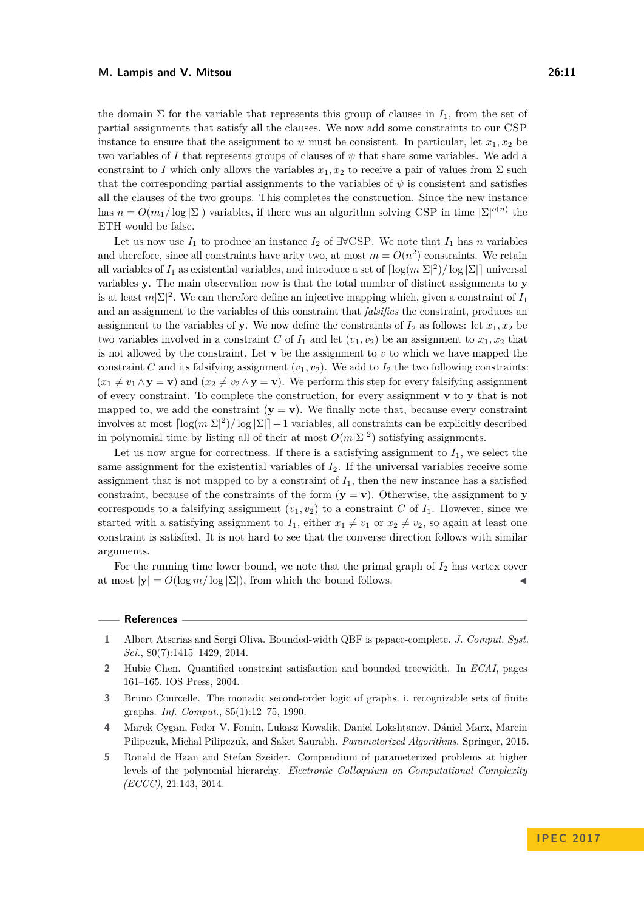the domain $\Sigma$ for the variable that represents this group of clauses in $I_1$, from the set of partial assignments that satisfy all the clauses. We now add some constraints to our CSP instance to ensure that the assignment to $\psi$ must be consistent. In particular, let $x_1, x_2$ be two variables of $I$ that represents groups of clauses of $\psi$ that share some variables. We add a constraint to $I$ which only allows the variables $x_1, x_2$ to receive a pair of values from $\Sigma$ such that the corresponding partial assignments to the variables of $\psi$ is consistent and satisfies all the clauses of the two groups. This completes the construction. Since the new instance has $n = O(m_1/\log|\Sigma|)$ variables, if there was an algorithm solving CSP in time $|\Sigma|^{o(n)}$ the ETH would be false.

Let us now use $I_1$ to produce an instance $I_2$ of $\exists\forall$CSP. We note that $I_1$ has $n$ variables and therefore, since all constraints have arity two, at most $m = O(n^2)$ constraints. We retain all variables of $I_1$ as existential variables, and introduce a set of $\lceil \log(m|\Sigma|^2)/\log|\Sigma| \rceil$ universal variables $\mathbf{y}$. The main observation now is that the total number of distinct assignments to $\mathbf{y}$ is at least $m|\Sigma|^2$. We can therefore define an injective mapping which, given a constraint of $I_1$ and an assignment to the variables of this constraint that *falsifies* the constraint, produces an assignment to the variables of $\mathbf{y}$. We now define the constraints of $I_2$ as follows: let $x_1, x_2$ be two variables involved in a constraint $C$ of $I_1$ and let $(v_1, v_2)$ be an assignment to $x_1, x_2$ that is not allowed by the constraint. Let $\mathbf{v}$ be the assignment to $v$ to which we have mapped the constraint $C$ and its falsifying assignment $(v_1, v_2)$. We add to $I_2$ the two following constraints: $(x_1 \neq v_1 \wedge \mathbf{y} = \mathbf{v})$ and $(x_2 \neq v_2 \wedge \mathbf{y} = \mathbf{v})$. We perform this step for every falsifying assignment of every constraint. To complete the construction, for every assignment $\mathbf{v}$ to $\mathbf{y}$ that is not mapped to, we add the constraint $(\mathbf{y} = \mathbf{v})$. We finally note that, because every constraint involves at most $\lceil \log(m|\Sigma|^2)/\log|\Sigma| \rceil + 1$ variables, all constraints can be explicitly described in polynomial time by listing all of their at most $O(m|\Sigma|^2)$ satisfying assignments.

Let us now argue for correctness. If there is a satisfying assignment to $I_1$, we select the same assignment for the existential variables of $I_2$. If the universal variables receive some assignment that is not mapped to by a constraint of $I_1$, then the new instance has a satisfied constraint, because of the constraints of the form $(\mathbf{y} = \mathbf{v})$. Otherwise, the assignment to $\mathbf{y}$ corresponds to a falsifying assignment $(v_1, v_2)$ to a constraint $C$ of $I_1$. However, since we started with a satisfying assignment to $I_1$, either $x_1 \neq v_1$ or $x_2 \neq v_2$, so again at least one constraint is satisfied. It is not hard to see that the converse direction follows with similar arguments.

For the running time lower bound, we note that the primal graph of $I_2$ has vertex cover at most $|\mathbf{y}| = O(\log m/\log|\Sigma|)$, from which the bound follows. ◀

## References

1. Albert Atserias and Sergi Oliva. Bounded-width QBF is pspace-complete. *J. Comput. Syst. Sci.*, 80(7):1415–1429, 2014.
2. Hubie Chen. Quantified constraint satisfaction and bounded treewidth. In *ECAI*, pages 161–165. IOS Press, 2004.
3. Bruno Courcelle. The monadic second-order logic of graphs. i. recognizable sets of finite graphs. *Inf. Comput.*, 85(1):12–75, 1990.
4. Marek Cygan, Fedor V. Fomin, Lukasz Kowalik, Daniel Lokshtanov, Dániel Marx, Marcin Pilipczuk, Michal Pilipczuk, and Saket Saurabh. *Parameterized Algorithms*. Springer, 2015.
5. Ronald de Haan and Stefan Szeider. Compendium of parameterized problems at higher levels of the polynomial hierarchy. *Electronic Colloquium on Computational Complexity (ECCC)*, 21:143, 2014.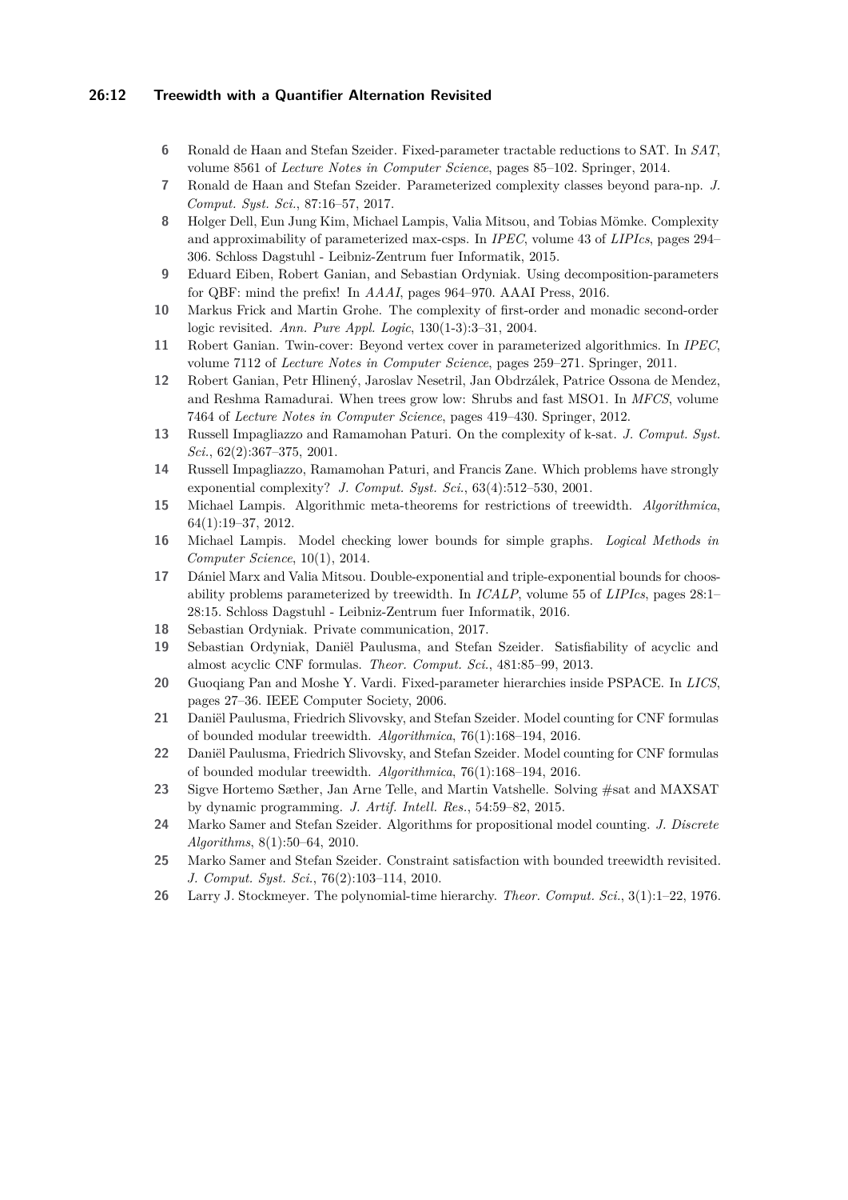6 Ronald de Haan and Stefan Szeider. Fixed-parameter tractable reductions to SAT. In *SAT*, volume 8561 of *Lecture Notes in Computer Science*, pages 85–102. Springer, 2014.

7 Ronald de Haan and Stefan Szeider. Parameterized complexity classes beyond para-np. *J. Comput. Syst. Sci.*, 87:16–57, 2017.

8 Holger Dell, Eun Jung Kim, Michael Lampis, Valia Mitsou, and Tobias Mömke. Complexity and approximability of parameterized max-csps. In *IPEC*, volume 43 of *LIPIcs*, pages 294–306. Schloss Dagstuhl - Leibniz-Zentrum fuer Informatik, 2015.

9 Eduard Eiben, Robert Ganian, and Sebastian Ordyniak. Using decomposition-parameters for QBF: mind the prefix! In *AAAI*, pages 964–970. AAAI Press, 2016.

10 Markus Frick and Martin Grohe. The complexity of first-order and monadic second-order logic revisited. *Ann. Pure Appl. Logic*, 130(1-3):3–31, 2004.

11 Robert Ganian. Twin-cover: Beyond vertex cover in parameterized algorithmics. In *IPEC*, volume 7112 of *Lecture Notes in Computer Science*, pages 259–271. Springer, 2011.

12 Robert Ganian, Petr Hliněný, Jaroslav Nesetril, Jan Obdrzálek, Patrice Ossona de Mendez, and Reshma Ramadurai. When trees grow low: Shrubs and fast MSO1. In *MFCS*, volume 7464 of *Lecture Notes in Computer Science*, pages 419–430. Springer, 2012.

13 Russell Impagliazzo and Ramamohan Paturi. On the complexity of k-sat. *J. Comput. Syst. Sci.*, 62(2):367–375, 2001.

14 Russell Impagliazzo, Ramamohan Paturi, and Francis Zane. Which problems have strongly exponential complexity? *J. Comput. Syst. Sci.*, 63(4):512–530, 2001.

15 Michael Lampis. Algorithmic meta-theorems for restrictions of treewidth. *Algorithmica*, 64(1):19–37, 2012.

16 Michael Lampis. Model checking lower bounds for simple graphs. *Logical Methods in Computer Science*, 10(1), 2014.

17 Dániel Marx and Valia Mitsou. Double-exponential and triple-exponential bounds for choosability problems parameterized by treewidth. In *ICALP*, volume 55 of *LIPIcs*, pages 28:1–28:15. Schloss Dagstuhl - Leibniz-Zentrum fuer Informatik, 2016.

18 Sebastian Ordyniak. Private communication, 2017.

19 Sebastian Ordyniak, Daniël Paulusma, and Stefan Szeider. Satisfiability of acyclic and almost acyclic CNF formulas. *Theor. Comput. Sci.*, 481:85–99, 2013.

20 Guoqiang Pan and Moshe Y. Vardi. Fixed-parameter hierarchies inside PSPACE. In *LICS*, pages 27–36. IEEE Computer Society, 2006.

21 Daniël Paulusma, Friedrich Slivovsky, and Stefan Szeider. Model counting for CNF formulas of bounded modular treewidth. *Algorithmica*, 76(1):168–194, 2016.

22 Daniël Paulusma, Friedrich Slivovsky, and Stefan Szeider. Model counting for CNF formulas of bounded modular treewidth. *Algorithmica*, 76(1):168–194, 2016.

23 Sigve Hortemo Sæther, Jan Arne Telle, and Martin Vatshelle. Solving #sat and MAXSAT by dynamic programming. *J. Artif. Intell. Res.*, 54:59–82, 2015.

24 Marko Samer and Stefan Szeider. Algorithms for propositional model counting. *J. Discrete Algorithms*, 8(1):50–64, 2010.

25 Marko Samer and Stefan Szeider. Constraint satisfaction with bounded treewidth revisited. *J. Comput. Syst. Sci.*, 76(2):103–114, 2010.

26 Larry J. Stockmeyer. The polynomial-time hierarchy. *Theor. Comput. Sci.*, 3(1):1–22, 1976.